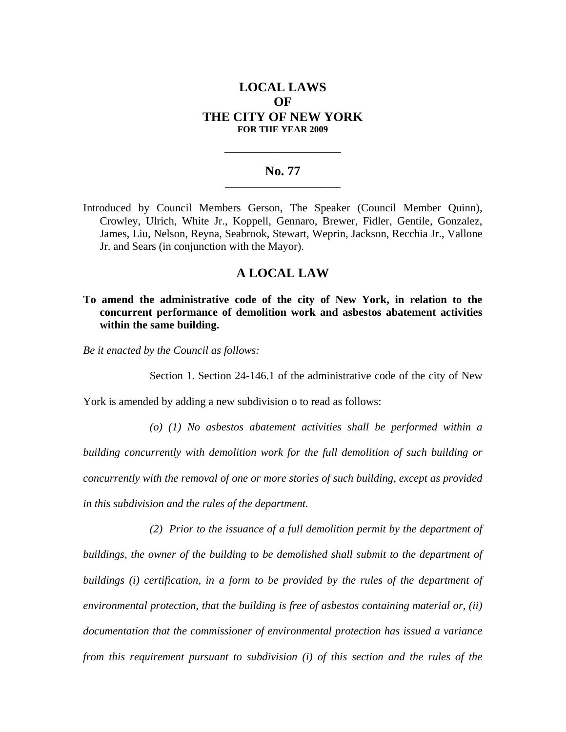# LOCAL LAWS
# OF
# THE CITY OF NEW YORK
**FOR THE YEAR 2009**

---

## No. 77

---

Introduced by Council Members Gerson, The Speaker (Council Member Quinn), Crowley, Ulrich, White Jr., Koppell, Gennaro, Brewer, Fidler, Gentile, Gonzalez, James, Liu, Nelson, Reyna, Seabrook, Stewart, Weprin, Jackson, Recchia Jr., Vallone Jr. and Sears (in conjunction with the Mayor).

## A LOCAL LAW

**To amend the administrative code of the city of New York, in relation to the concurrent performance of demolition work and asbestos abatement activities within the same building.**

*Be it enacted by the Council as follows:*

Section 1. Section 24-146.1 of the administrative code of the city of New York is amended by adding a new subdivision o to read as follows:

*(o) (1) No asbestos abatement activities shall be performed within a building concurrently with demolition work for the full demolition of such building or concurrently with the removal of one or more stories of such building, except as provided in this subdivision and the rules of the department.*

*(2) Prior to the issuance of a full demolition permit by the department of buildings, the owner of the building to be demolished shall submit to the department of buildings (i) certification, in a form to be provided by the rules of the department of environmental protection, that the building is free of asbestos containing material or, (ii) documentation that the commissioner of environmental protection has issued a variance from this requirement pursuant to subdivision (i) of this section and the rules of the*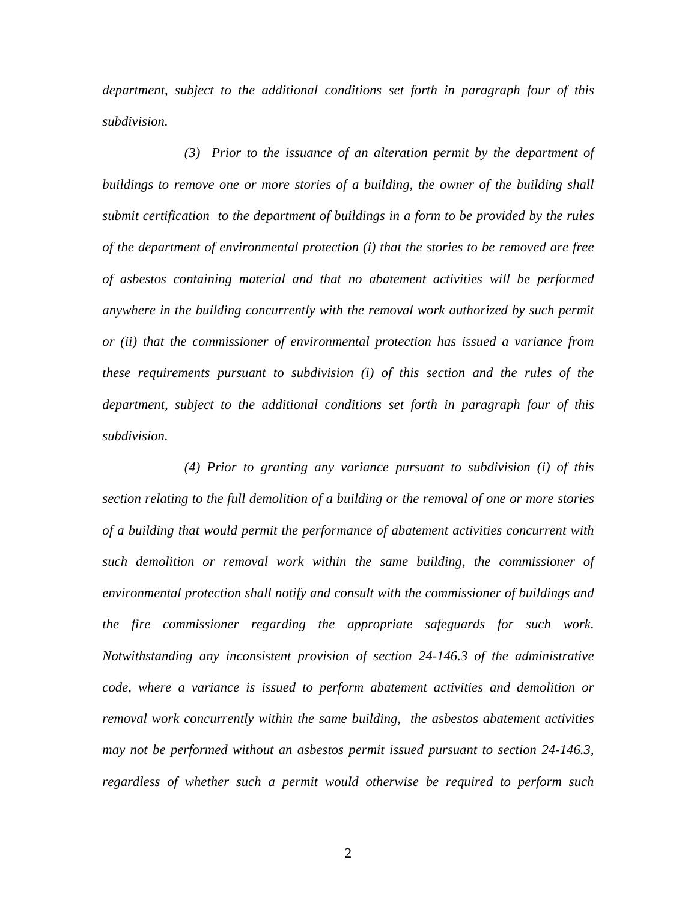*department, subject to the additional conditions set forth in paragraph four of this subdivision.*

*(3) Prior to the issuance of an alteration permit by the department of buildings to remove one or more stories of a building, the owner of the building shall submit certification to the department of buildings in a form to be provided by the rules of the department of environmental protection (i) that the stories to be removed are free of asbestos containing material and that no abatement activities will be performed anywhere in the building concurrently with the removal work authorized by such permit or (ii) that the commissioner of environmental protection has issued a variance from these requirements pursuant to subdivision (i) of this section and the rules of the department, subject to the additional conditions set forth in paragraph four of this subdivision.*

*(4) Prior to granting any variance pursuant to subdivision (i) of this section relating to the full demolition of a building or the removal of one or more stories of a building that would permit the performance of abatement activities concurrent with such demolition or removal work within the same building, the commissioner of environmental protection shall notify and consult with the commissioner of buildings and the fire commissioner regarding the appropriate safeguards for such work. Notwithstanding any inconsistent provision of section 24-146.3 of the administrative code, where a variance is issued to perform abatement activities and demolition or removal work concurrently within the same building, the asbestos abatement activities may not be performed without an asbestos permit issued pursuant to section 24-146.3, regardless of whether such a permit would otherwise be required to perform such*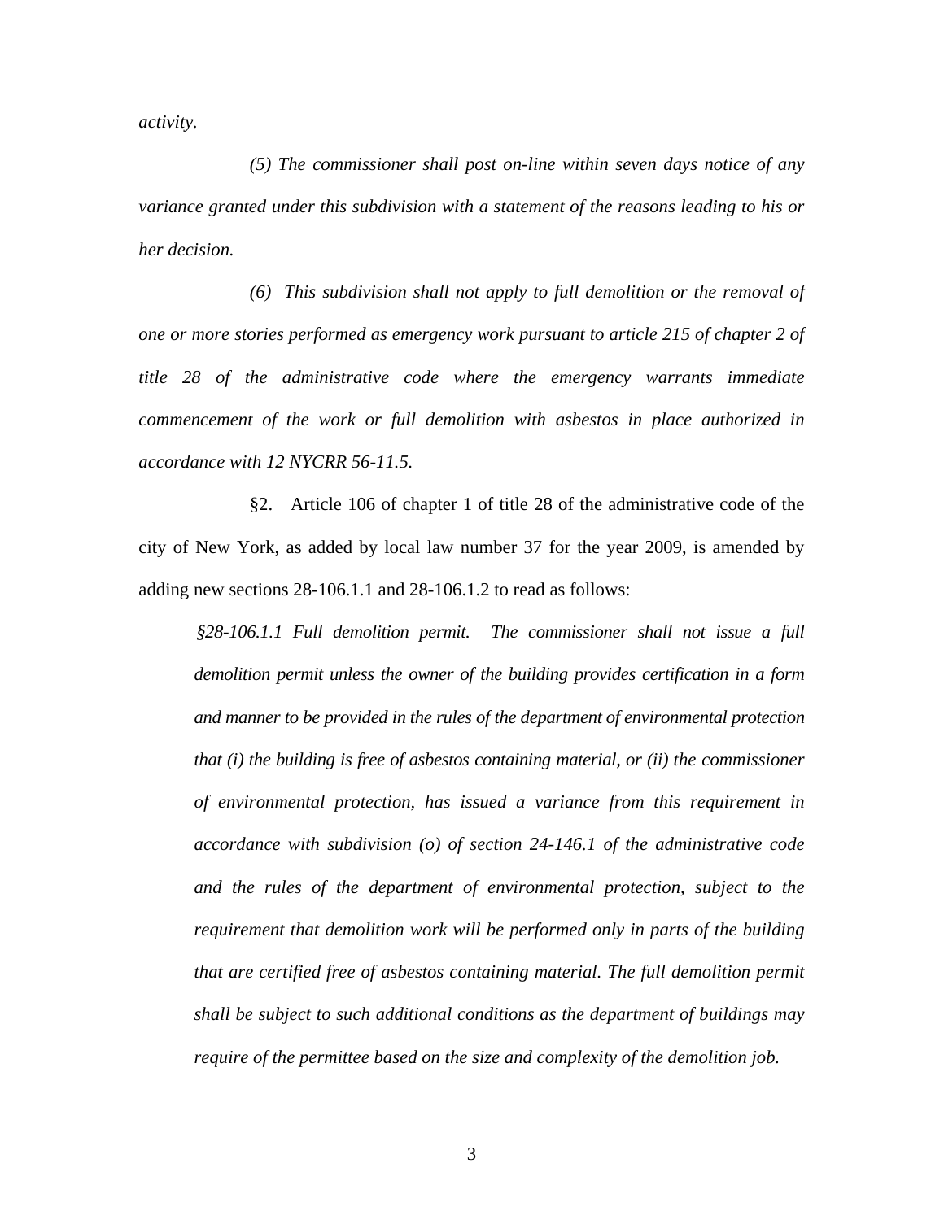*activity.*

*(5) The commissioner shall post on-line within seven days notice of any variance granted under this subdivision with a statement of the reasons leading to his or her decision.*

*(6) This subdivision shall not apply to full demolition or the removal of one or more stories performed as emergency work pursuant to article 215 of chapter 2 of title 28 of the administrative code where the emergency warrants immediate commencement of the work or full demolition with asbestos in place authorized in accordance with 12 NYCRR 56-11.5.*

§2. Article 106 of chapter 1 of title 28 of the administrative code of the city of New York, as added by local law number 37 for the year 2009, is amended by adding new sections 28-106.1.1 and 28-106.1.2 to read as follows:

> *§28-106.1.1 Full demolition permit. The commissioner shall not issue a full demolition permit unless the owner of the building provides certification in a form and manner to be provided in the rules of the department of environmental protection that (i) the building is free of asbestos containing material, or (ii) the commissioner of environmental protection, has issued a variance from this requirement in accordance with subdivision (o) of section 24-146.1 of the administrative code and the rules of the department of environmental protection, subject to the requirement that demolition work will be performed only in parts of the building that are certified free of asbestos containing material. The full demolition permit shall be subject to such additional conditions as the department of buildings may require of the permittee based on the size and complexity of the demolition job.*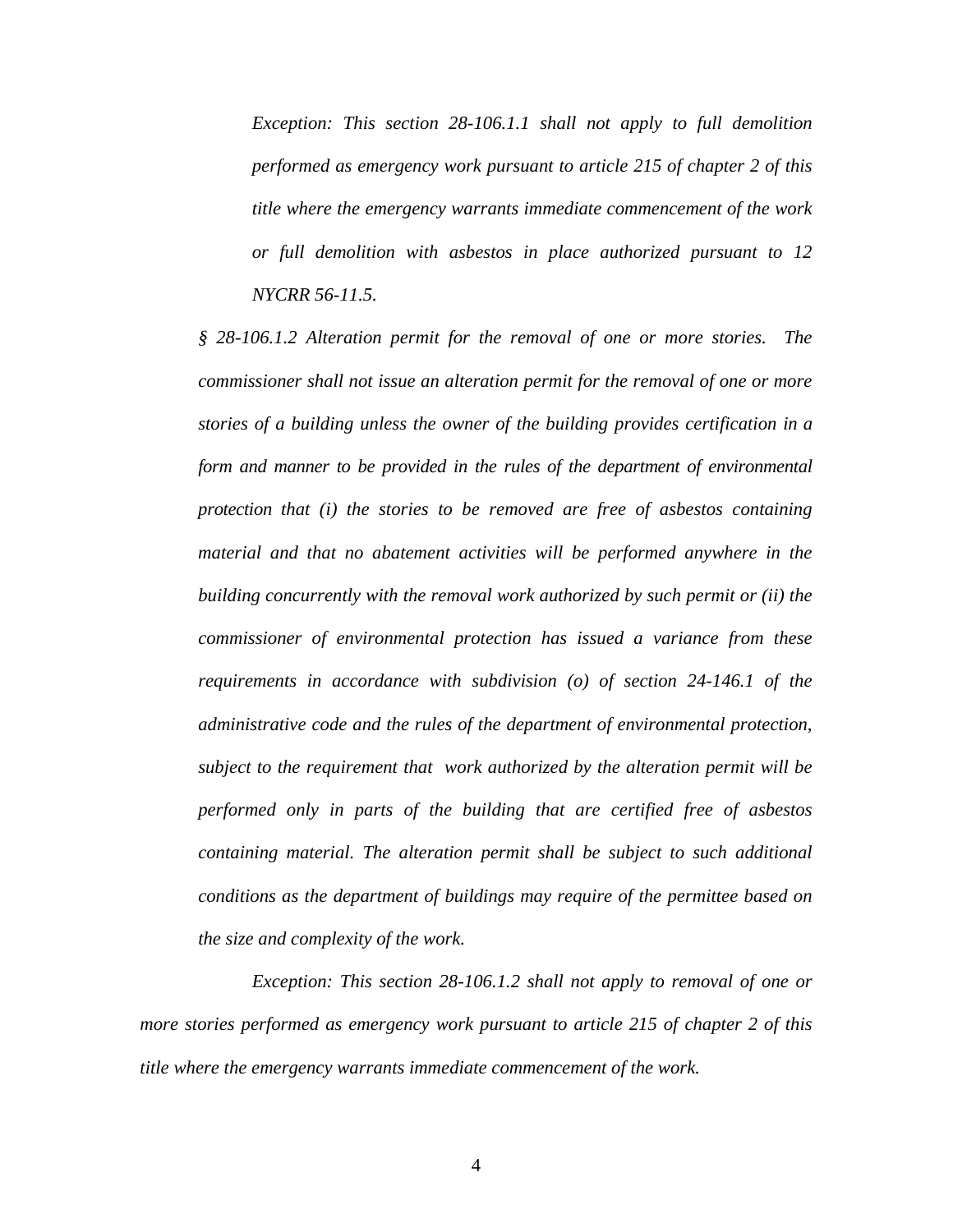*Exception: This section 28-106.1.1 shall not apply to full demolition performed as emergency work pursuant to article 215 of chapter 2 of this title where the emergency warrants immediate commencement of the work or full demolition with asbestos in place authorized pursuant to 12 NYCRR 56-11.5.*

*§ 28-106.1.2 Alteration permit for the removal of one or more stories. The commissioner shall not issue an alteration permit for the removal of one or more stories of a building unless the owner of the building provides certification in a form and manner to be provided in the rules of the department of environmental protection that (i) the stories to be removed are free of asbestos containing material and that no abatement activities will be performed anywhere in the building concurrently with the removal work authorized by such permit or (ii) the commissioner of environmental protection has issued a variance from these requirements in accordance with subdivision (o) of section 24-146.1 of the administrative code and the rules of the department of environmental protection, subject to the requirement that work authorized by the alteration permit will be performed only in parts of the building that are certified free of asbestos containing material. The alteration permit shall be subject to such additional conditions as the department of buildings may require of the permittee based on the size and complexity of the work.*

*Exception: This section 28-106.1.2 shall not apply to removal of one or more stories performed as emergency work pursuant to article 215 of chapter 2 of this title where the emergency warrants immediate commencement of the work.*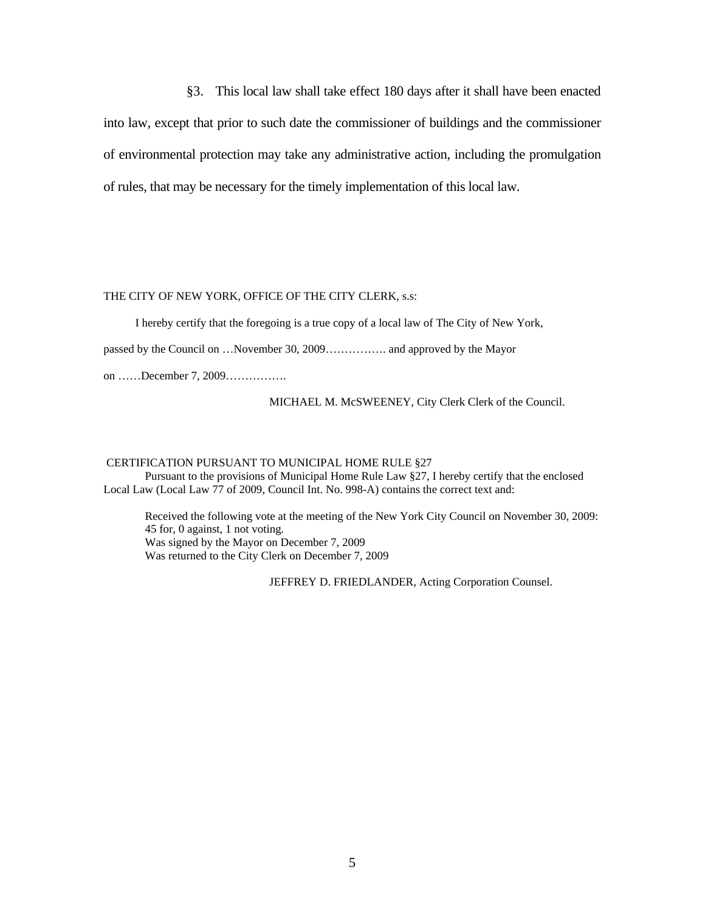§3. This local law shall take effect 180 days after it shall have been enacted into law, except that prior to such date the commissioner of buildings and the commissioner of environmental protection may take any administrative action, including the promulgation of rules, that may be necessary for the timely implementation of this local law.

THE CITY OF NEW YORK, OFFICE OF THE CITY CLERK, s.s:

I hereby certify that the foregoing is a true copy of a local law of The City of New York, passed by the Council on …November 30, 2009……………. and approved by the Mayor on ……December 7, 2009…………….

MICHAEL M. McSWEENEY, City Clerk Clerk of the Council.

CERTIFICATION PURSUANT TO MUNICIPAL HOME RULE §27

Pursuant to the provisions of Municipal Home Rule Law §27, I hereby certify that the enclosed Local Law (Local Law 77 of 2009, Council Int. No. 998-A) contains the correct text and:

Received the following vote at the meeting of the New York City Council on November 30, 2009: 45 for, 0 against, 1 not voting.
Was signed by the Mayor on December 7, 2009
Was returned to the City Clerk on December 7, 2009

JEFFREY D. FRIEDLANDER, Acting Corporation Counsel.